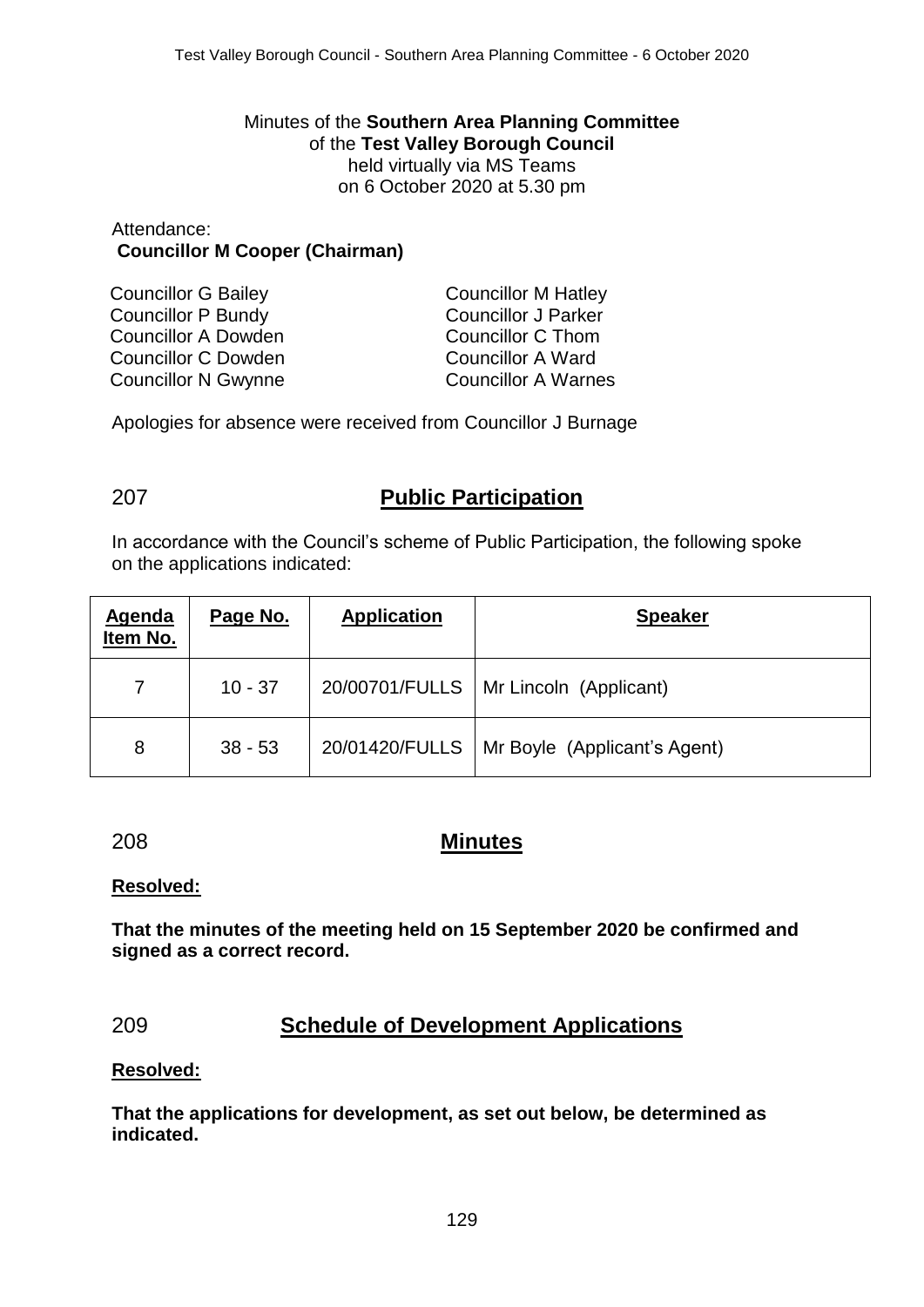Minutes of the **Southern Area Planning Committee**
of the **Test Valley Borough Council**
held virtually via MS Teams
on 6 October 2020 at 5.30 pm

Attendance:
**Councillor M Cooper (Chairman)**

Councillor G Bailey
Councillor P Bundy
Councillor A Dowden
Councillor C Dowden
Councillor N Gwynne
Councillor M Hatley
Councillor J Parker
Councillor C Thom
Councillor A Ward
Councillor A Warnes

Apologies for absence were received from Councillor J Burnage

## 207 Public Participation

In accordance with the Council's scheme of Public Participation, the following spoke on the applications indicated:

| Agenda Item No. | Page No. | Application | Speaker |
|---|---|---|---|
| 7 | 10 - 37 | 20/00701/FULLS | Mr Lincoln (Applicant) |
| 8 | 38 - 53 | 20/01420/FULLS | Mr Boyle (Applicant's Agent) |

## 208 Minutes

**Resolved:**

**That the minutes of the meeting held on 15 September 2020 be confirmed and signed as a correct record.**

## 209 Schedule of Development Applications

**Resolved:**

**That the applications for development, as set out below, be determined as indicated.**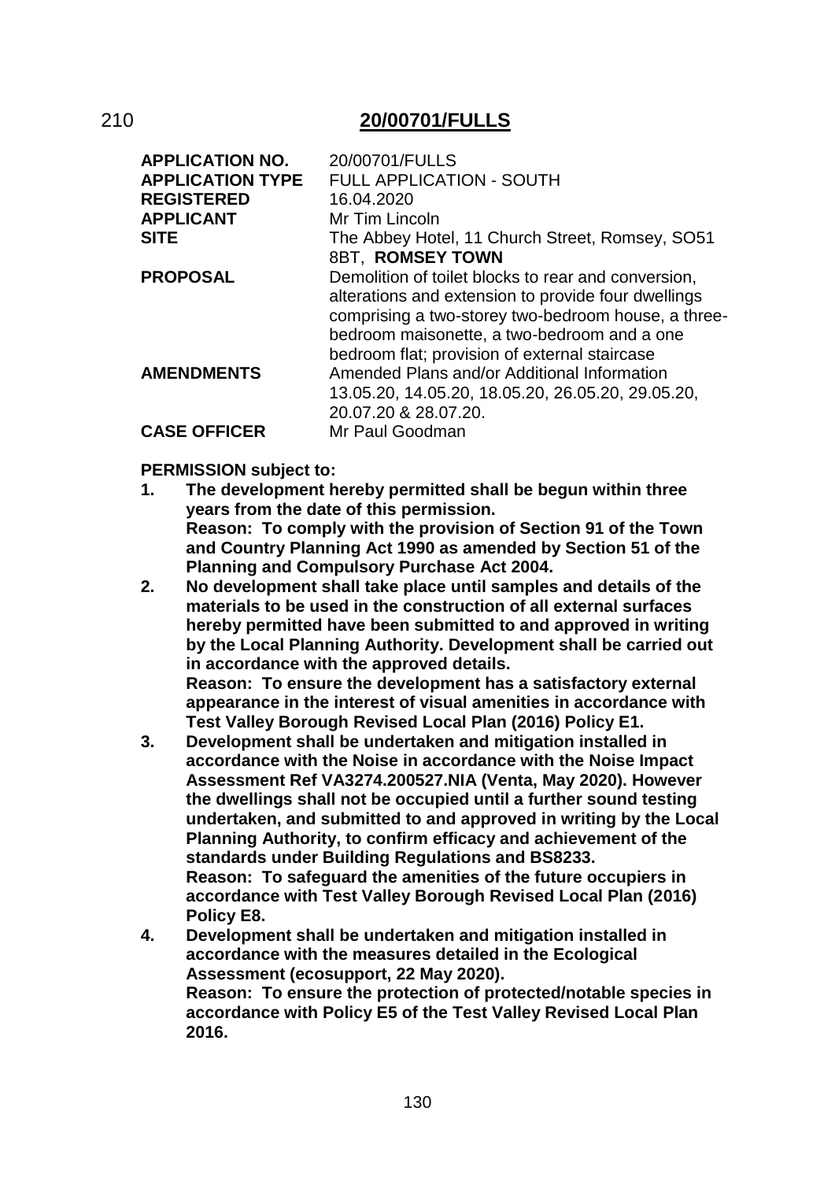## 210 20/00701/FULLS

| | |
|---|---|
| **APPLICATION NO.** | 20/00701/FULLS |
| **APPLICATION TYPE** | FULL APPLICATION - SOUTH |
| **REGISTERED** | 16.04.2020 |
| **APPLICANT** | Mr Tim Lincoln |
| **SITE** | The Abbey Hotel, 11 Church Street, Romsey, SO51 8BT, **ROMSEY TOWN** |
| **PROPOSAL** | Demolition of toilet blocks to rear and conversion, alterations and extension to provide four dwellings comprising a two-storey two-bedroom house, a three-bedroom maisonette, a two-bedroom and a one bedroom flat; provision of external staircase |
| **AMENDMENTS** | Amended Plans and/or Additional Information 13.05.20, 14.05.20, 18.05.20, 26.05.20, 29.05.20, 20.07.20 & 28.07.20. |
| **CASE OFFICER** | Mr Paul Goodman |

**PERMISSION subject to:**

1. **The development hereby permitted shall be begun within three years from the date of this permission.**
   **Reason: To comply with the provision of Section 91 of the Town and Country Planning Act 1990 as amended by Section 51 of the Planning and Compulsory Purchase Act 2004.**
2. **No development shall take place until samples and details of the materials to be used in the construction of all external surfaces hereby permitted have been submitted to and approved in writing by the Local Planning Authority. Development shall be carried out in accordance with the approved details.**
   **Reason: To ensure the development has a satisfactory external appearance in the interest of visual amenities in accordance with Test Valley Borough Revised Local Plan (2016) Policy E1.**
3. **Development shall be undertaken and mitigation installed in accordance with the Noise in accordance with the Noise Impact Assessment Ref VA3274.200527.NIA (Venta, May 2020). However the dwellings shall not be occupied until a further sound testing undertaken, and submitted to and approved in writing by the Local Planning Authority, to confirm efficacy and achievement of the standards under Building Regulations and BS8233.**
   **Reason: To safeguard the amenities of the future occupiers in accordance with Test Valley Borough Revised Local Plan (2016) Policy E8.**
4. **Development shall be undertaken and mitigation installed in accordance with the measures detailed in the Ecological Assessment (ecosupport, 22 May 2020).**
   **Reason: To ensure the protection of protected/notable species in accordance with Policy E5 of the Test Valley Revised Local Plan 2016.**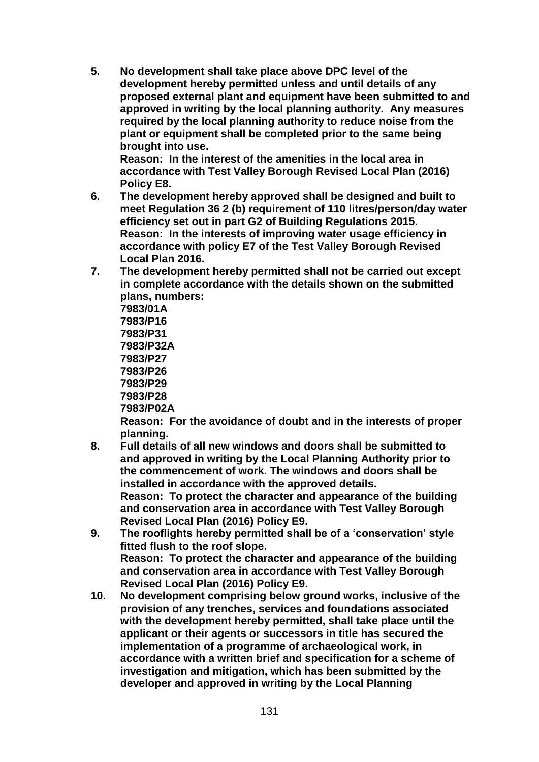**5. No development shall take place above DPC level of the development hereby permitted unless and until details of any proposed external plant and equipment have been submitted to and approved in writing by the local planning authority. Any measures required by the local planning authority to reduce noise from the plant or equipment shall be completed prior to the same being brought into use.**
**Reason: In the interest of the amenities in the local area in accordance with Test Valley Borough Revised Local Plan (2016) Policy E8.**

**6. The development hereby approved shall be designed and built to meet Regulation 36 2 (b) requirement of 110 litres/person/day water efficiency set out in part G2 of Building Regulations 2015.**
**Reason: In the interests of improving water usage efficiency in accordance with policy E7 of the Test Valley Borough Revised Local Plan 2016.**

**7. The development hereby permitted shall not be carried out except in complete accordance with the details shown on the submitted plans, numbers:**
**7983/01A**
**7983/P16**
**7983/P31**
**7983/P32A**
**7983/P27**
**7983/P26**
**7983/P29**
**7983/P28**
**7983/P02A**
**Reason: For the avoidance of doubt and in the interests of proper planning.**

**8. Full details of all new windows and doors shall be submitted to and approved in writing by the Local Planning Authority prior to the commencement of work. The windows and doors shall be installed in accordance with the approved details.**
**Reason: To protect the character and appearance of the building and conservation area in accordance with Test Valley Borough Revised Local Plan (2016) Policy E9.**

**9. The rooflights hereby permitted shall be of a 'conservation' style fitted flush to the roof slope.**
**Reason: To protect the character and appearance of the building and conservation area in accordance with Test Valley Borough Revised Local Plan (2016) Policy E9.**

**10. No development comprising below ground works, inclusive of the provision of any trenches, services and foundations associated with the development hereby permitted, shall take place until the applicant or their agents or successors in title has secured the implementation of a programme of archaeological work, in accordance with a written brief and specification for a scheme of investigation and mitigation, which has been submitted by the developer and approved in writing by the Local Planning**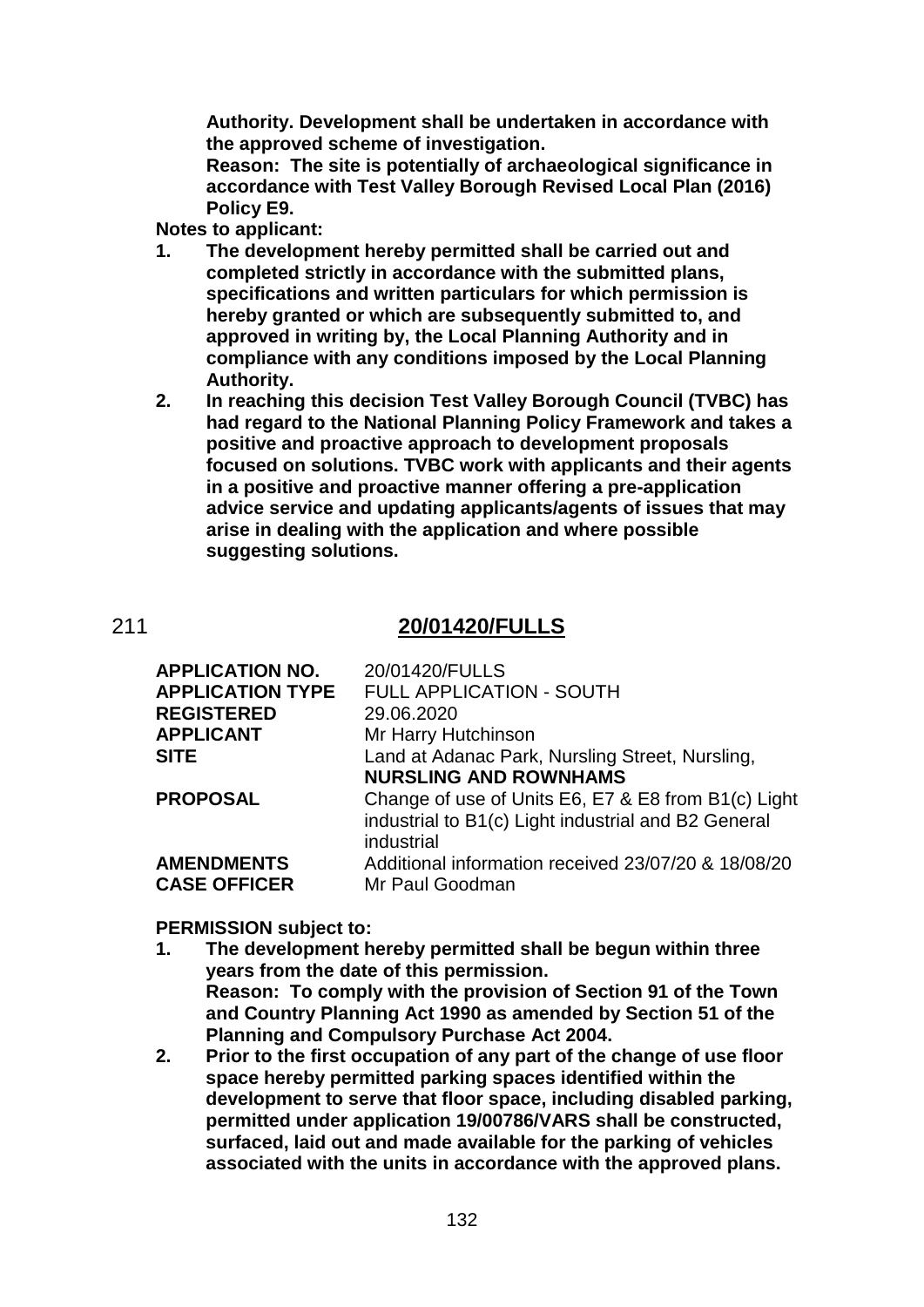**Authority. Development shall be undertaken in accordance with the approved scheme of investigation.**
**Reason: The site is potentially of archaeological significance in accordance with Test Valley Borough Revised Local Plan (2016) Policy E9.**

**Notes to applicant:**

1. **The development hereby permitted shall be carried out and completed strictly in accordance with the submitted plans, specifications and written particulars for which permission is hereby granted or which are subsequently submitted to, and approved in writing by, the Local Planning Authority and in compliance with any conditions imposed by the Local Planning Authority.**
2. **In reaching this decision Test Valley Borough Council (TVBC) has had regard to the National Planning Policy Framework and takes a positive and proactive approach to development proposals focused on solutions. TVBC work with applicants and their agents in a positive and proactive manner offering a pre-application advice service and updating applicants/agents of issues that may arise in dealing with the application and where possible suggesting solutions.**

## 211 20/01420/FULLS

| | |
|---|---|
| **APPLICATION NO.** | 20/01420/FULLS |
| **APPLICATION TYPE** | FULL APPLICATION - SOUTH |
| **REGISTERED** | 29.06.2020 |
| **APPLICANT** | Mr Harry Hutchinson |
| **SITE** | Land at Adanac Park, Nursling Street, Nursling, **NURSLING AND ROWNHAMS** |
| **PROPOSAL** | Change of use of Units E6, E7 & E8 from B1(c) Light industrial to B1(c) Light industrial and B2 General industrial |
| **AMENDMENTS** | Additional information received 23/07/20 & 18/08/20 |
| **CASE OFFICER** | Mr Paul Goodman |

**PERMISSION subject to:**

1. **The development hereby permitted shall be begun within three years from the date of this permission.**
   **Reason: To comply with the provision of Section 91 of the Town and Country Planning Act 1990 as amended by Section 51 of the Planning and Compulsory Purchase Act 2004.**
2. **Prior to the first occupation of any part of the change of use floor space hereby permitted parking spaces identified within the development to serve that floor space, including disabled parking, permitted under application 19/00786/VARS shall be constructed, surfaced, laid out and made available for the parking of vehicles associated with the units in accordance with the approved plans.**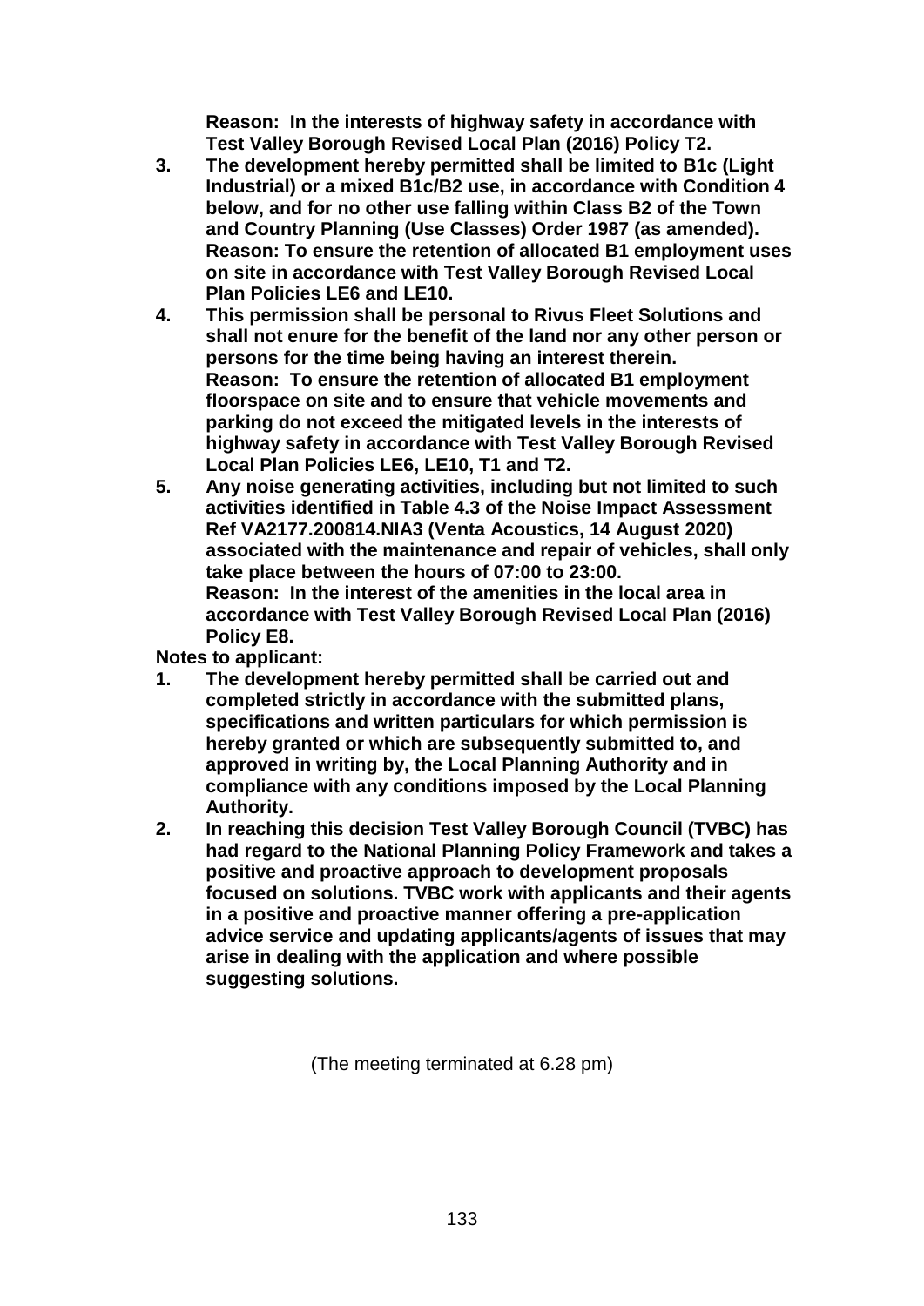**Reason: In the interests of highway safety in accordance with Test Valley Borough Revised Local Plan (2016) Policy T2.**

3. **The development hereby permitted shall be limited to B1c (Light Industrial) or a mixed B1c/B2 use, in accordance with Condition 4 below, and for no other use falling within Class B2 of the Town and Country Planning (Use Classes) Order 1987 (as amended). Reason: To ensure the retention of allocated B1 employment uses on site in accordance with Test Valley Borough Revised Local Plan Policies LE6 and LE10.**
4. **This permission shall be personal to Rivus Fleet Solutions and shall not enure for the benefit of the land nor any other person or persons for the time being having an interest therein. Reason: To ensure the retention of allocated B1 employment floorspace on site and to ensure that vehicle movements and parking do not exceed the mitigated levels in the interests of highway safety in accordance with Test Valley Borough Revised Local Plan Policies LE6, LE10, T1 and T2.**
5. **Any noise generating activities, including but not limited to such activities identified in Table 4.3 of the Noise Impact Assessment Ref VA2177.200814.NIA3 (Venta Acoustics, 14 August 2020) associated with the maintenance and repair of vehicles, shall only take place between the hours of 07:00 to 23:00. Reason: In the interest of the amenities in the local area in accordance with Test Valley Borough Revised Local Plan (2016) Policy E8.**

**Notes to applicant:**

1. **The development hereby permitted shall be carried out and completed strictly in accordance with the submitted plans, specifications and written particulars for which permission is hereby granted or which are subsequently submitted to, and approved in writing by, the Local Planning Authority and in compliance with any conditions imposed by the Local Planning Authority.**
2. **In reaching this decision Test Valley Borough Council (TVBC) has had regard to the National Planning Policy Framework and takes a positive and proactive approach to development proposals focused on solutions. TVBC work with applicants and their agents in a positive and proactive manner offering a pre-application advice service and updating applicants/agents of issues that may arise in dealing with the application and where possible suggesting solutions.**

(The meeting terminated at 6.28 pm)